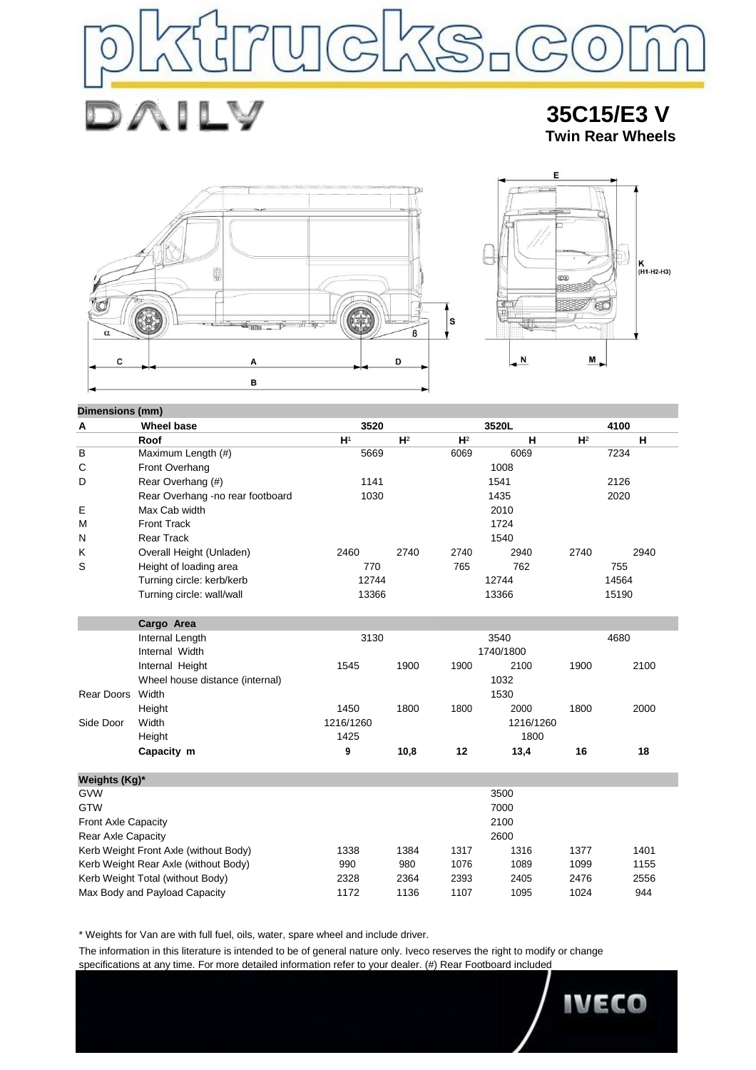# DAILY

## 35C15/E3 V
### Twin Rear Wheels

| Dimensions (mm) | | | | | | | |
|---|---|---|---|---|---|---|---|
| A | Wheel base | 3520 | | 3520L | | 4100 | |
| | Roof | H[1] | H[2] | H[2] | H | H[2] | H |
| B | Maximum Length (#) | 5669 | | 6069 | 6069 | 7234 | |
| C | Front Overhang | | | 1008 | | | |
| D | Rear Overhang (#) | 1141 | | 1541 | | 2126 | |
| | Rear Overhang -no rear footboard | 1030 | | 1435 | | 2020 | |
| E | Max Cab width | | | 2010 | | | |
| M | Front Track | | | 1724 | | | |
| N | Rear Track | | | 1540 | | | |
| K | Overall Height (Unladen) | 2460 | 2740 | 2740 | 2940 | 2740 | 2940 |
| S | Height of loading area | 770 | | 765 | 762 | 755 | |
| | Turning circle: kerb/kerb | 12744 | | 12744 | | 14564 | |
| | Turning circle: wall/wall | 13366 | | 13366 | | 15190 | |
| | **Cargo Area** | | | | | | |
| | Internal Length | 3130 | | 3540 | | 4680 | |
| | Internal Width | | | 1740/1800 | | | |
| | Internal Height | 1545 | 1900 | 1900 | 2100 | 1900 | 2100 |
| | Wheel house distance (internal) | | | 1032 | | | |
| Rear Doors | Width | | | 1530 | | | |
| | Height | 1450 | 1800 | 1800 | 2000 | 1800 | 2000 |
| Side Door | Width | 1216/1260 | | | 1216/1260 | | |
| | Height | 1425 | | | 1800 | | |
| | **Capacity m** | **9** | **10,8** | **12** | **13,4** | **16** | **18** |

| Weights (Kg)* | | | | | | |
|---|---|---|---|---|---|---|
| GVW | | | | 3500 | | |
| GTW | | | | 7000 | | |
| Front Axle Capacity | | | | 2100 | | |
| Rear Axle Capacity | | | | 2600 | | |
| Kerb Weight Front Axle (without Body) | 1338 | 1384 | 1317 | 1316 | 1377 | 1401 |
| Kerb Weight Rear Axle (without Body) | 990 | 980 | 1076 | 1089 | 1099 | 1155 |
| Kerb Weight Total (without Body) | 2328 | 2364 | 2393 | 2405 | 2476 | 2556 |
| Max Body and Payload Capacity | 1172 | 1136 | 1107 | 1095 | 1024 | 944 |

* Weights for Van are with full fuel, oils, water, spare wheel and include driver.

The information in this literature is intended to be of general nature only. Iveco reserves the right to modify or change specifications at any time. For more detailed information refer to your dealer. (#) Rear Footboard included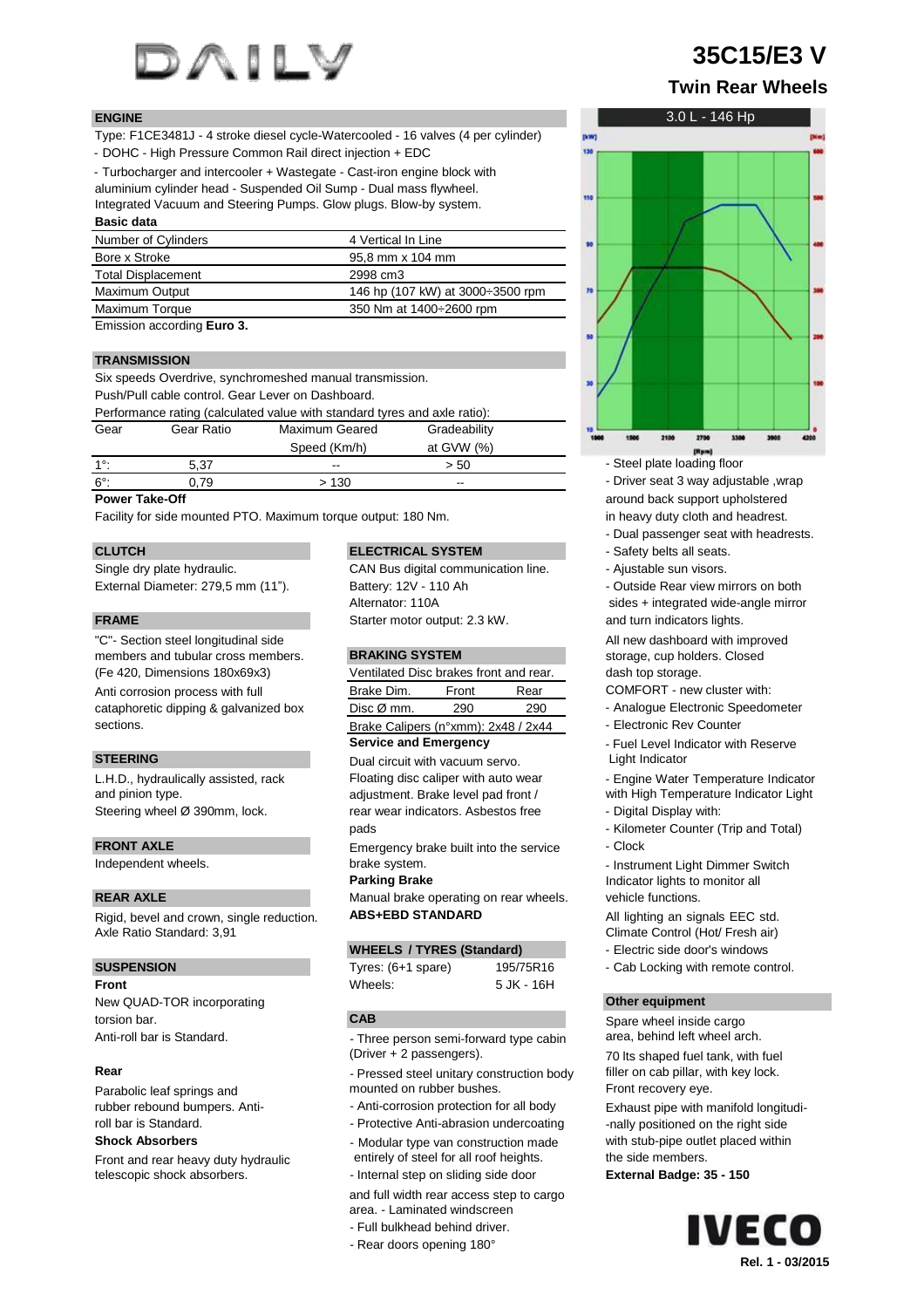# DAILY

# 35C15/E3 V

## Twin Rear Wheels

## ENGINE

Type: F1CE3481J - 4 stroke diesel cycle-Watercooled - 16 valves (4 per cylinder)
- DOHC - High Pressure Common Rail direct injection + EDC
- Turbocharger and intercooler + Wastegate - Cast-iron engine block with aluminium cylinder head - Suspended Oil Sump - Dual mass flywheel. Integrated Vacuum and Steering Pumps. Glow plugs. Blow-by system.

**Basic data**

| | |
|---|---|
| Number of Cylinders | 4 Vertical In Line |
| Bore x Stroke | 95,8 mm x 104 mm |
| Total Displacement | 2998 cm3 |
| Maximum Output | 146 hp (107 kW) at 3000÷3500 rpm |
| Maximum Torque | 350 Nm at 1400÷2600 rpm |

Emission according **Euro 3.**

3.0 L - 146 Hp

[kW] [Nm]
130 600
110 500
90 400
70 300
50 200
30 100
10 0
1000 1500 2100 2700 3300 3900 4200
[Rpm]

## TRANSMISSION

Six speeds Overdrive, synchromeshed manual transmission.
Push/Pull cable control. Gear Lever on Dashboard.
Performance rating (calculated value with standard tyres and axle ratio):

| Gear | Gear Ratio | Maximum Geared Speed (Km/h) | Gradeability at GVW (%) |
|---|---|---|---|
| 1°: | 5,37 | -- | > 50 |
| 6°: | 0,79 | > 130 | -- |

**Power Take-Off**

Facility for side mounted PTO. Maximum torque output: 180 Nm.

## CLUTCH

Single dry plate hydraulic.
External Diameter: 279,5 mm (11").

## FRAME

"C"- Section steel longitudinal side members and tubular cross members. (Fe 420, Dimensions 180x69x3)

Anti corrosion process with full cataphoretic dipping & galvanized box sections.

## STEERING

L.H.D., hydraulically assisted, rack and pinion type.
Steering wheel Ø 390mm, lock.

## FRONT AXLE

Independent wheels.

## REAR AXLE

Rigid, bevel and crown, single reduction.
Axle Ratio Standard: 3,91

## SUSPENSION

**Front**

New QUAD-TOR incorporating torsion bar.
Anti-roll bar is Standard.

**Rear**

Parabolic leaf springs and rubber rebound bumpers. Anti-roll bar is Standard.

**Shock Absorbers**

Front and rear heavy duty hydraulic telescopic shock absorbers.

## ELECTRICAL SYSTEM

CAN Bus digital communication line.
Battery: 12V - 110 Ah
Alternator: 110A
Starter motor output: 2.3 kW.

## BRAKING SYSTEM

Ventilated Disc brakes front and rear.

| Brake Dim. | Front | Rear |
|---|---|---|
| Disc Ø mm. | 290 | 290 |

Brake Calipers (n°xmm): 2x48 / 2x44

**Service and Emergency**

Dual circuit with vacuum servo.
Floating disc caliper with auto wear adjustment. Brake level pad front / rear wear indicators. Asbestos free pads

Emergency brake built into the service brake system.

**Parking Brake**

Manual brake operating on rear wheels.

**ABS+EBD STANDARD**

## WHEELS / TYRES (Standard)

| | |
|---|---|
| Tyres: (6+1 spare) | 195/75R16 |
| Wheels: | 5 JK - 16H |

## CAB

- Three person semi-forward type cabin (Driver + 2 passengers).
- Pressed steel unitary construction body mounted on rubber bushes.
- Anti-corrosion protection for all body
- Protective Anti-abrasion undercoating
- Modular type van construction made entirely of steel for all roof heights.
- Internal step on sliding side door and full width rear access step to cargo area. - Laminated windscreen
- Full bulkhead behind driver.
- Rear doors opening 180°
- Steel plate loading floor
- Driver seat 3 way adjustable ,wrap around back support upholstered in heavy duty cloth and headrest.
- Dual passenger seat with headrests.
- Safety belts all seats.
- Ajustable sun visors.
- Outside Rear view mirrors on both sides + integrated wide-angle mirror and turn indicators lights.

All new dashboard with improved storage, cup holders. Closed dash top storage.

COMFORT - new cluster with:
- Analogue Electronic Speedometer
- Electronic Rev Counter
- Fuel Level Indicator with Reserve Light Indicator
- Engine Water Temperature Indicator with High Temperature Indicator Light
- Digital Display with:
- Kilometer Counter (Trip and Total)
- Clock
- Instrument Light Dimmer Switch Indicator lights to monitor all vehicle functions.

All lighting an signals EEC std.
Climate Control (Hot/ Fresh air)
- Electric side door's windows
- Cab Locking with remote control.

## Other equipment

Spare wheel inside cargo area, behind left wheel arch.

70 lts shaped fuel tank, with fuel filler on cab pillar, with key lock.
Front recovery eye.

Exhaust pipe with manifold longitudi--nally positioned on the right side with stub-pipe outlet placed within the side members.

**External Badge: 35 - 150**

IVECO

**Rel. 1 - 03/2015**